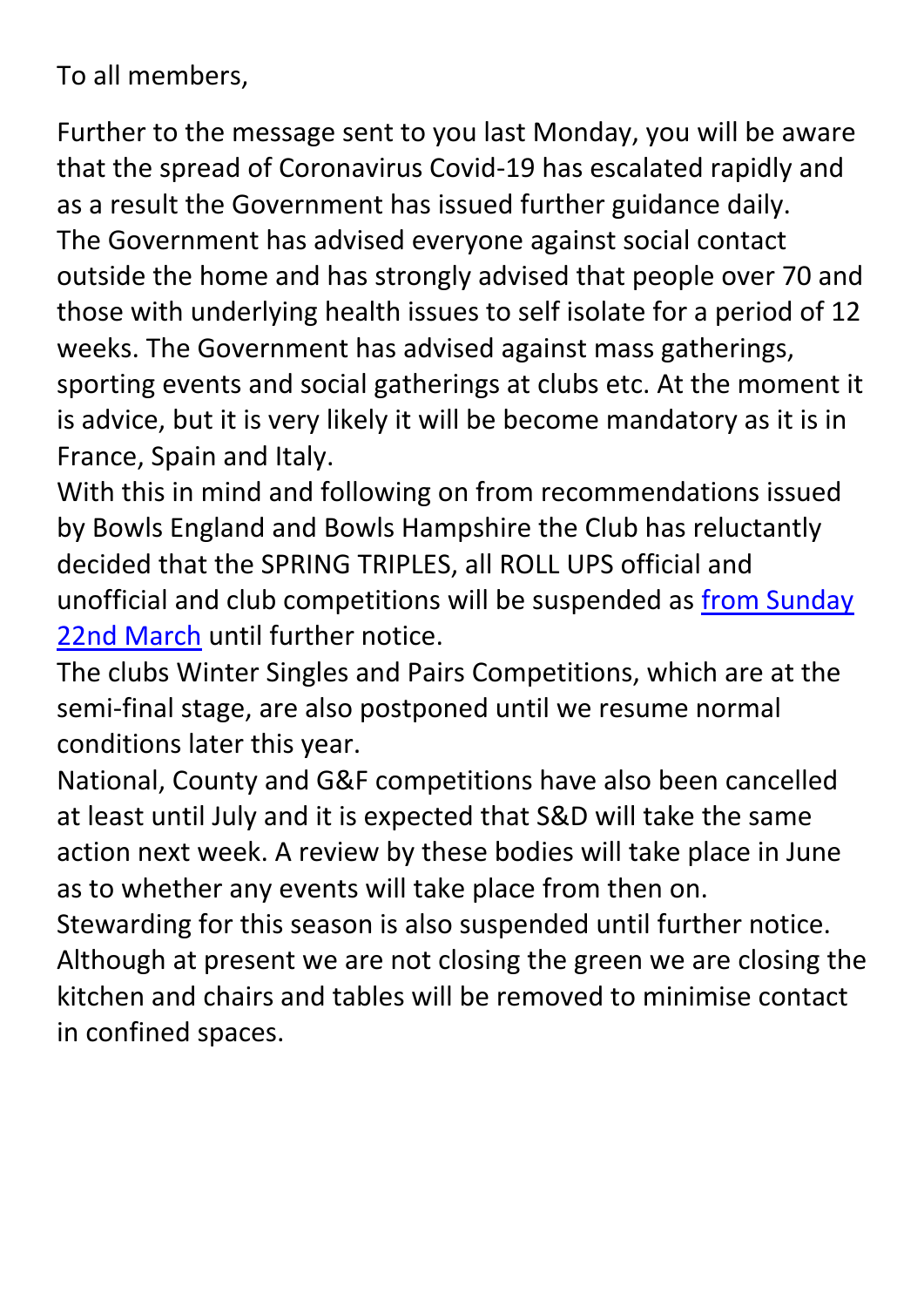To all members,

Further to the message sent to you last Monday, you will be aware that the spread of Coronavirus Covid-19 has escalated rapidly and as a result the Government has issued further guidance daily.
The Government has advised everyone against social contact outside the home and has strongly advised that people over 70 and those with underlying health issues to self isolate for a period of 12 weeks. The Government has advised against mass gatherings, sporting events and social gatherings at clubs etc. At the moment it is advice, but it is very likely it will be become mandatory as it is in France, Spain and Italy.
With this in mind and following on from recommendations issued by Bowls England and Bowls Hampshire the Club has reluctantly decided that the SPRING TRIPLES, all ROLL UPS official and unofficial and club competitions will be suspended as from Sunday 22nd March until further notice.
The clubs Winter Singles and Pairs Competitions, which are at the semi-final stage, are also postponed until we resume normal conditions later this year.
National, County and G&F competitions have also been cancelled at least until July and it is expected that S&D will take the same action next week. A review by these bodies will take place in June as to whether any events will take place from then on.
Stewarding for this season is also suspended until further notice.
Although at present we are not closing the green we are closing the kitchen and chairs and tables will be removed to minimise contact in confined spaces.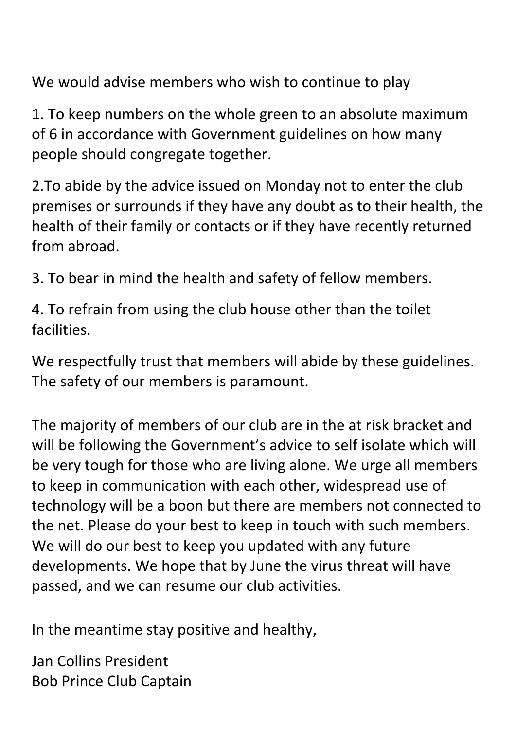We would advise members who wish to continue to play

1. To keep numbers on the whole green to an absolute maximum of 6 in accordance with Government guidelines on how many people should congregate together.

2. To abide by the advice issued on Monday not to enter the club premises or surrounds if they have any doubt as to their health, the health of their family or contacts or if they have recently returned from abroad.

3. To bear in mind the health and safety of fellow members.

4. To refrain from using the club house other than the toilet facilities.

We respectfully trust that members will abide by these guidelines. The safety of our members is paramount.

The majority of members of our club are in the at risk bracket and will be following the Government's advice to self isolate which will be very tough for those who are living alone. We urge all members to keep in communication with each other, widespread use of technology will be a boon but there are members not connected to the net. Please do your best to keep in touch with such members. We will do our best to keep you updated with any future developments. We hope that by June the virus threat will have passed, and we can resume our club activities.

In the meantime stay positive and healthy,

Jan Collins President  
Bob Prince Club Captain